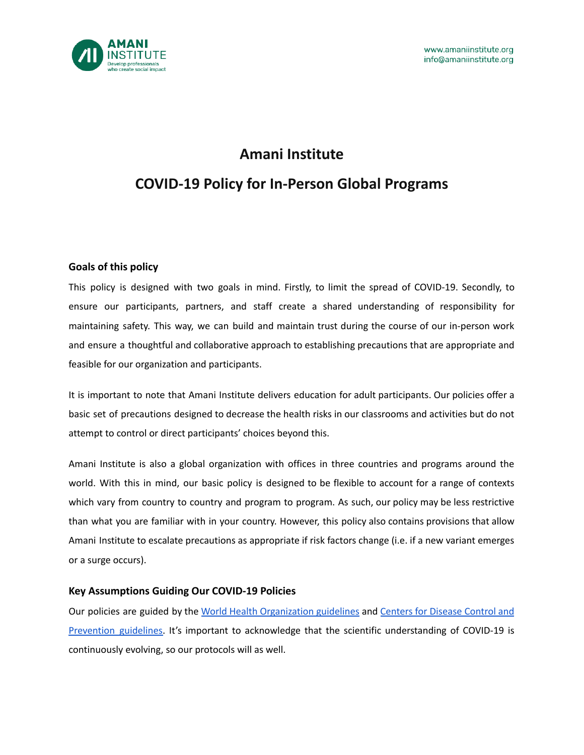# Amani Institute

# COVID-19 Policy for In-Person Global Programs

### Goals of this policy

This policy is designed with two goals in mind. Firstly, to limit the spread of COVID-19. Secondly, to ensure our participants, partners, and staff create a shared understanding of responsibility for maintaining safety. This way, we can build and maintain trust during the course of our in-person work and ensure a thoughtful and collaborative approach to establishing precautions that are appropriate and feasible for our organization and participants.

It is important to note that Amani Institute delivers education for adult participants. Our policies offer a basic set of precautions designed to decrease the health risks in our classrooms and activities but do not attempt to control or direct participants' choices beyond this.

Amani Institute is also a global organization with offices in three countries and programs around the world. With this in mind, our basic policy is designed to be flexible to account for a range of contexts which vary from country to country and program to program. As such, our policy may be less restrictive than what you are familiar with in your country. However, this policy also contains provisions that allow Amani Institute to escalate precautions as appropriate if risk factors change (i.e. if a new variant emerges or a surge occurs).

### Key Assumptions Guiding Our COVID-19 Policies

Our policies are guided by the World Health Organization guidelines and Centers for Disease Control and Prevention guidelines. It's important to acknowledge that the scientific understanding of COVID-19 is continuously evolving, so our protocols will as well.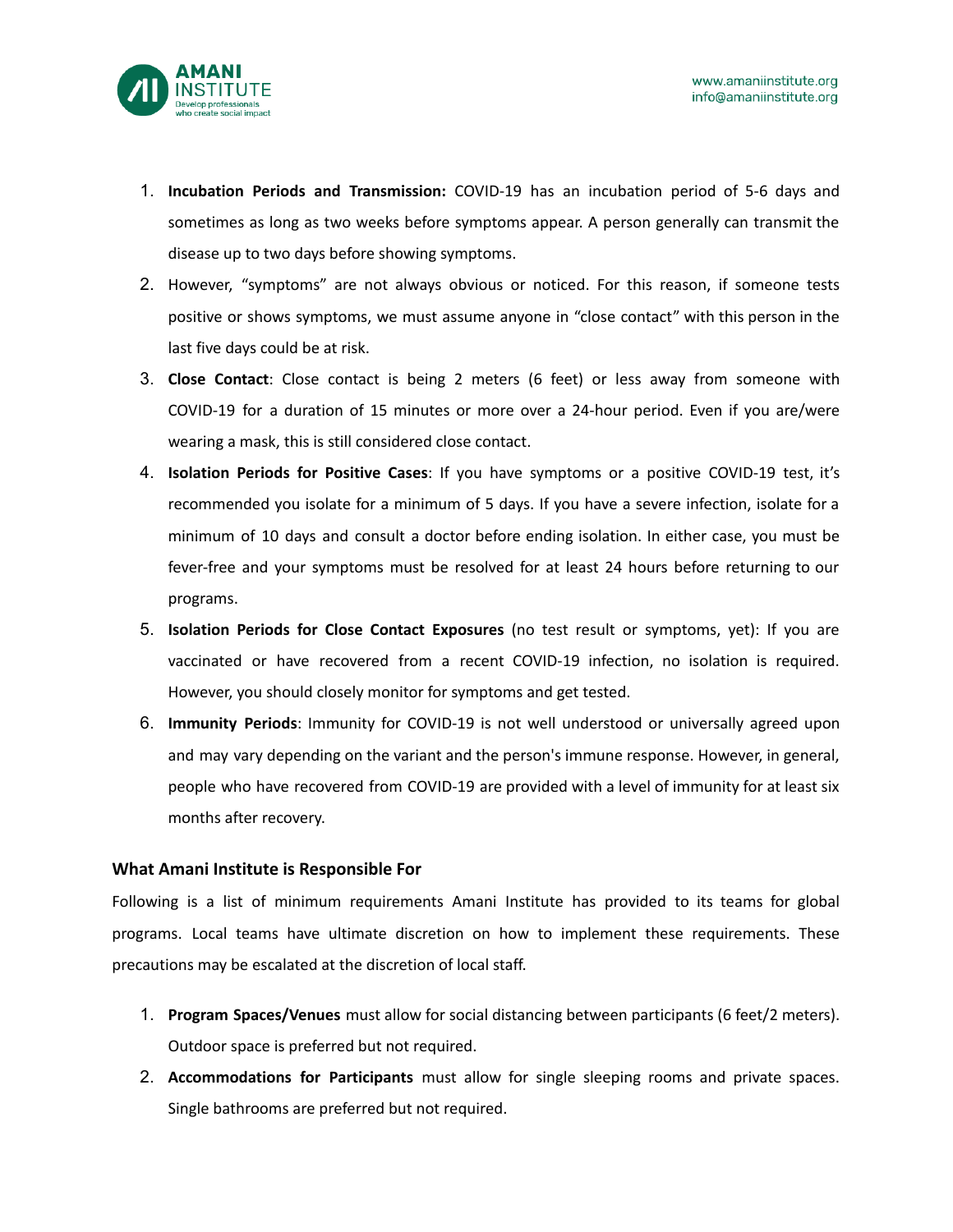1. **Incubation Periods and Transmission:** COVID-19 has an incubation period of 5-6 days and sometimes as long as two weeks before symptoms appear. A person generally can transmit the disease up to two days before showing symptoms.
2. However, "symptoms" are not always obvious or noticed. For this reason, if someone tests positive or shows symptoms, we must assume anyone in "close contact" with this person in the last five days could be at risk.
3. **Close Contact**: Close contact is being 2 meters (6 feet) or less away from someone with COVID-19 for a duration of 15 minutes or more over a 24-hour period. Even if you are/were wearing a mask, this is still considered close contact.
4. **Isolation Periods for Positive Cases**: If you have symptoms or a positive COVID-19 test, it's recommended you isolate for a minimum of 5 days. If you have a severe infection, isolate for a minimum of 10 days and consult a doctor before ending isolation. In either case, you must be fever-free and your symptoms must be resolved for at least 24 hours before returning to our programs.
5. **Isolation Periods for Close Contact Exposures** (no test result or symptoms, yet): If you are vaccinated or have recovered from a recent COVID-19 infection, no isolation is required. However, you should closely monitor for symptoms and get tested.
6. **Immunity Periods**: Immunity for COVID-19 is not well understood or universally agreed upon and may vary depending on the variant and the person's immune response. However, in general, people who have recovered from COVID-19 are provided with a level of immunity for at least six months after recovery.

### What Amani Institute is Responsible For

Following is a list of minimum requirements Amani Institute has provided to its teams for global programs. Local teams have ultimate discretion on how to implement these requirements. These precautions may be escalated at the discretion of local staff.

1. **Program Spaces/Venues** must allow for social distancing between participants (6 feet/2 meters). Outdoor space is preferred but not required.
2. **Accommodations for Participants** must allow for single sleeping rooms and private spaces. Single bathrooms are preferred but not required.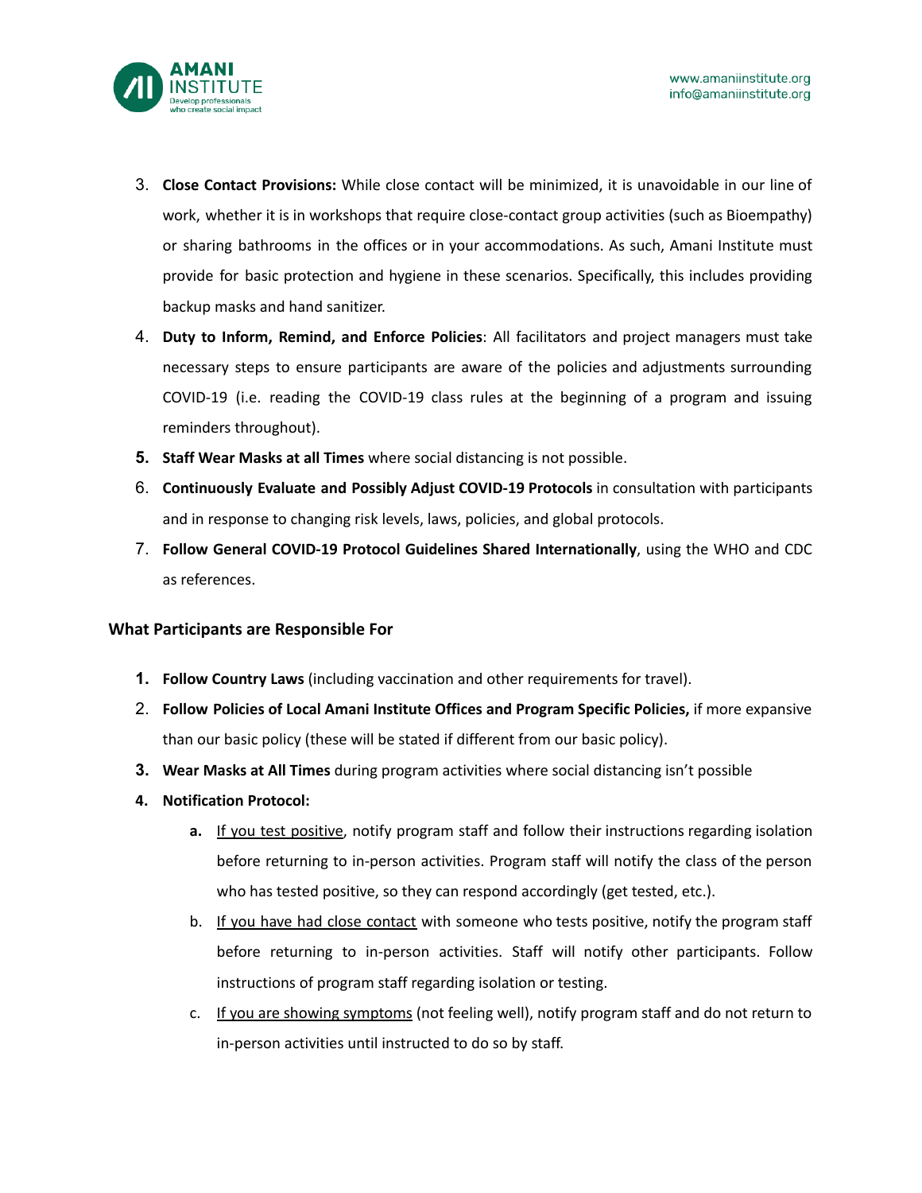3. **Close Contact Provisions:** While close contact will be minimized, it is unavoidable in our line of work, whether it is in workshops that require close-contact group activities (such as Bioempathy) or sharing bathrooms in the offices or in your accommodations. As such, Amani Institute must provide for basic protection and hygiene in these scenarios. Specifically, this includes providing backup masks and hand sanitizer.
4. **Duty to Inform, Remind, and Enforce Policies**: All facilitators and project managers must take necessary steps to ensure participants are aware of the policies and adjustments surrounding COVID-19 (i.e. reading the COVID-19 class rules at the beginning of a program and issuing reminders throughout).
5. **Staff Wear Masks at all Times** where social distancing is not possible.
6. **Continuously Evaluate and Possibly Adjust COVID-19 Protocols** in consultation with participants and in response to changing risk levels, laws, policies, and global protocols.
7. **Follow General COVID-19 Protocol Guidelines Shared Internationally**, using the WHO and CDC as references.

### What Participants are Responsible For

1. **Follow Country Laws** (including vaccination and other requirements for travel).
2. **Follow Policies of Local Amani Institute Offices and Program Specific Policies,** if more expansive than our basic policy (these will be stated if different from our basic policy).
3. **Wear Masks at All Times** during program activities where social distancing isn't possible
4. **Notification Protocol:**
   a. <u>If you test positive</u>, notify program staff and follow their instructions regarding isolation before returning to in-person activities. Program staff will notify the class of the person who has tested positive, so they can respond accordingly (get tested, etc.).
   b. <u>If you have had close contact</u> with someone who tests positive, notify the program staff before returning to in-person activities. Staff will notify other participants. Follow instructions of program staff regarding isolation or testing.
   c. <u>If you are showing symptoms</u> (not feeling well), notify program staff and do not return to in-person activities until instructed to do so by staff.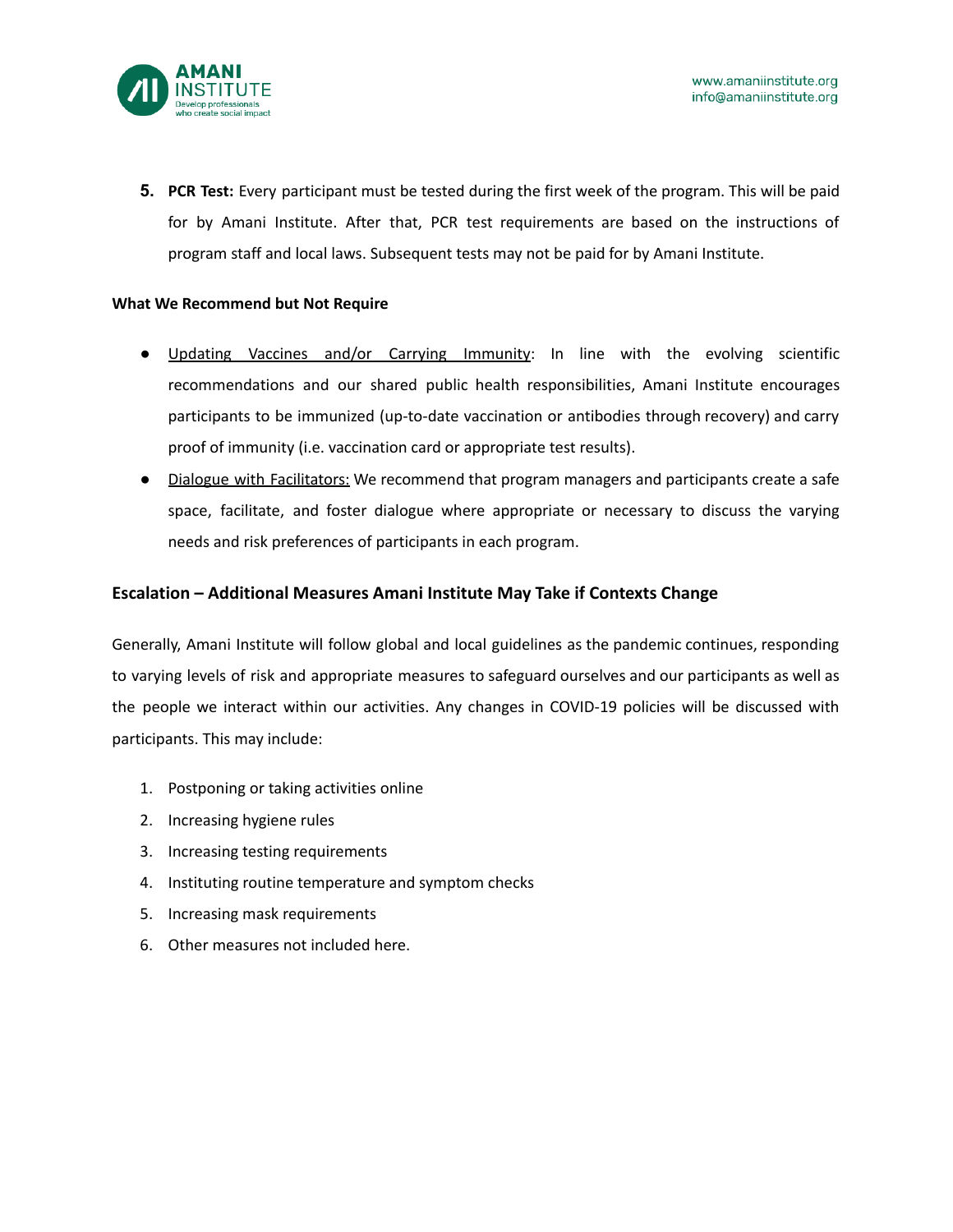5. **PCR Test:** Every participant must be tested during the first week of the program. This will be paid for by Amani Institute. After that, PCR test requirements are based on the instructions of program staff and local laws. Subsequent tests may not be paid for by Amani Institute.

**What We Recommend but Not Require**

- <u>Updating Vaccines and/or Carrying Immunity</u>: In line with the evolving scientific recommendations and our shared public health responsibilities, Amani Institute encourages participants to be immunized (up-to-date vaccination or antibodies through recovery) and carry proof of immunity (i.e. vaccination card or appropriate test results).
- <u>Dialogue with Facilitators:</u> We recommend that program managers and participants create a safe space, facilitate, and foster dialogue where appropriate or necessary to discuss the varying needs and risk preferences of participants in each program.

### Escalation – Additional Measures Amani Institute May Take if Contexts Change

Generally, Amani Institute will follow global and local guidelines as the pandemic continues, responding to varying levels of risk and appropriate measures to safeguard ourselves and our participants as well as the people we interact within our activities. Any changes in COVID-19 policies will be discussed with participants. This may include:

1. Postponing or taking activities online
2. Increasing hygiene rules
3. Increasing testing requirements
4. Instituting routine temperature and symptom checks
5. Increasing mask requirements
6. Other measures not included here.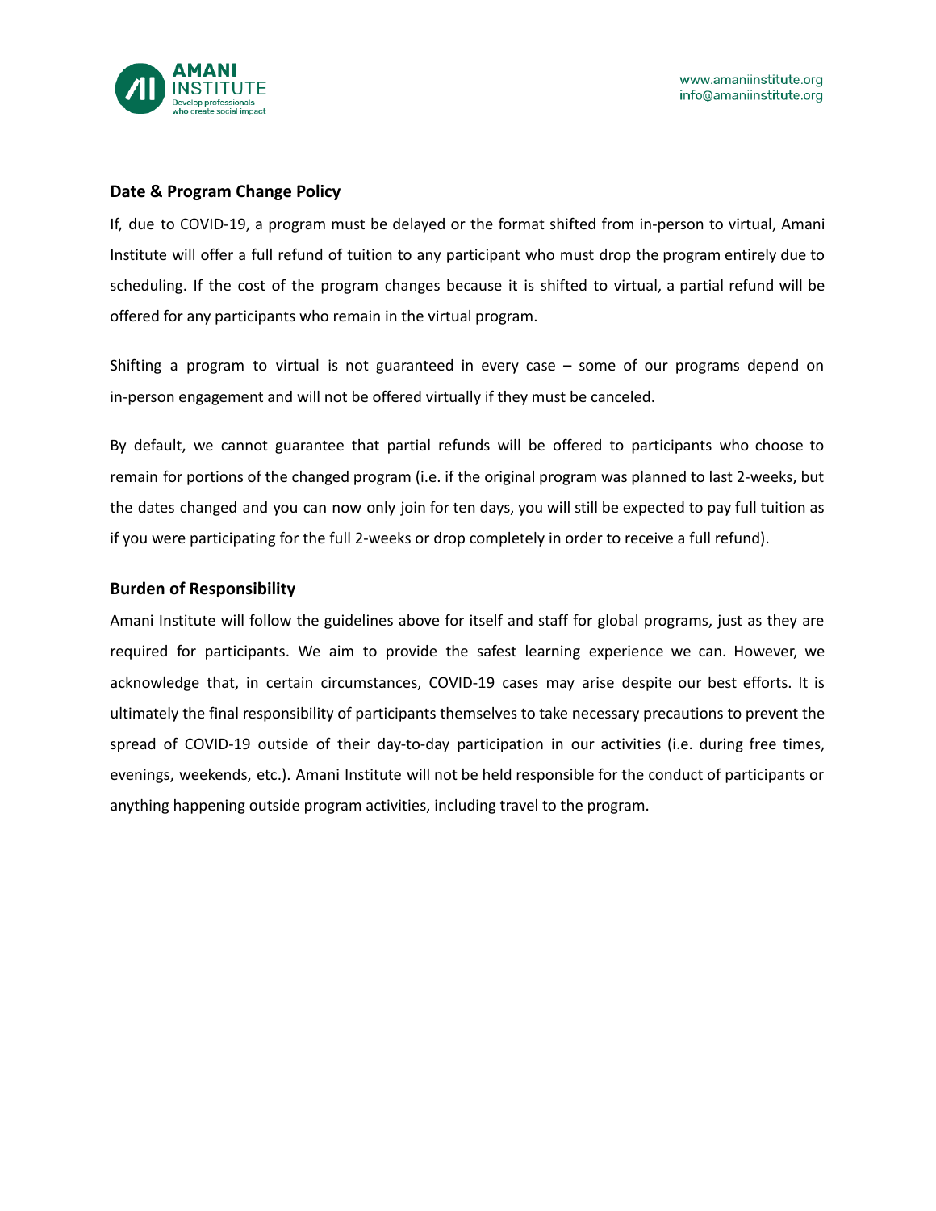## Date & Program Change Policy

If, due to COVID-19, a program must be delayed or the format shifted from in-person to virtual, Amani Institute will offer a full refund of tuition to any participant who must drop the program entirely due to scheduling. If the cost of the program changes because it is shifted to virtual, a partial refund will be offered for any participants who remain in the virtual program.

Shifting a program to virtual is not guaranteed in every case – some of our programs depend on in-person engagement and will not be offered virtually if they must be canceled.

By default, we cannot guarantee that partial refunds will be offered to participants who choose to remain for portions of the changed program (i.e. if the original program was planned to last 2-weeks, but the dates changed and you can now only join for ten days, you will still be expected to pay full tuition as if you were participating for the full 2-weeks or drop completely in order to receive a full refund).

## Burden of Responsibility

Amani Institute will follow the guidelines above for itself and staff for global programs, just as they are required for participants. We aim to provide the safest learning experience we can. However, we acknowledge that, in certain circumstances, COVID-19 cases may arise despite our best efforts. It is ultimately the final responsibility of participants themselves to take necessary precautions to prevent the spread of COVID-19 outside of their day-to-day participation in our activities (i.e. during free times, evenings, weekends, etc.). Amani Institute will not be held responsible for the conduct of participants or anything happening outside program activities, including travel to the program.